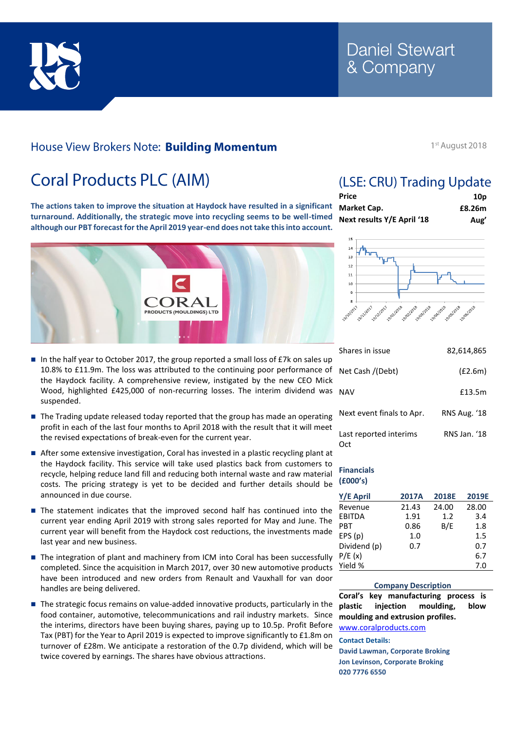Daniel Stewart & Company

## House View Brokers Note: **Building Momentum**

1st August 2018

# Coral Products PLC (AIM)

# (LSE: CRU) Trading Update

**The actions taken to improve the situation at Haydock have resulted in a significant turnaround. Additionally, the strategic move into recycling seems to be well-timed although our PBT forecast for the April 2019 year-end does not take this into account.**

| | |
|---|---|
| **Price** | **10p** |
| **Market Cap.** | **£8.26m** |
| **Next results Y/E April '18** | **Aug'** |

15
14
13
12
11
10
9
8
19/10/2017 19/11/2017 19/12/2017 19/01/2018 19/02/2018 19/03/2018 19/04/2018 19/05/2018 19/06/2018

CORAL
PRODUCTS (MOULDINGS) LTD

- In the half year to October 2017, the group reported a small loss of £7k on sales up 10.8% to £11.9m. The loss was attributed to the continuing poor performance of the Haydock facility. A comprehensive review, instigated by the new CEO Mick Wood, highlighted £425,000 of non-recurring losses. The interim dividend was suspended.
- The Trading update released today reported that the group has made an operating profit in each of the last four months to April 2018 with the result that it will meet the revised expectations of break-even for the current year.
- After some extensive investigation, Coral has invested in a plastic recycling plant at the Haydock facility. This service will take used plastics back from customers to recycle, helping reduce land fill and reducing both internal waste and raw material costs. The pricing strategy is yet to be decided and further details should be announced in due course.
- The statement indicates that the improved second half has continued into the current year ending April 2019 with strong sales reported for May and June. The current year will benefit from the Haydock cost reductions, the investments made last year and new business.
- The integration of plant and machinery from ICM into Coral has been successfully completed. Since the acquisition in March 2017, over 30 new automotive products have been introduced and new orders from Renault and Vauxhall for van door handles are being delivered.
- The strategic focus remains on value-added innovative products, particularly in the food container, automotive, telecommunications and rail industry markets. Since the interims, directors have been buying shares, paying up to 10.5p. Profit Before Tax (PBT) for the Year to April 2019 is expected to improve significantly to £1.8m on turnover of £28m. We anticipate a restoration of the 0.7p dividend, which will be twice covered by earnings. The shares have obvious attractions.

| | |
|---|---|
| Shares in issue | 82,614,865 |
| Net Cash /(Debt) | (£2.6m) |
| NAV | £13.5m |
| Next event finals to Apr. | RNS Aug. '18 |
| Last reported interims Oct | RNS Jan. '18 |

**Financials (£000's)**

| **Y/E April** | **2017A** | **2018E** | **2019E** |
|---|---|---|---|
| Revenue | 21.43 | 24.00 | 28.00 |
| EBITDA | 1.91 | 1.2 | 3.4 |
| PBT | 0.86 | B/E | 1.8 |
| EPS (p) | 1.0 | | 1.5 |
| Dividend (p) | 0.7 | | 0.7 |
| P/E (x) | | | 6.7 |
| Yield % | | | 7.0 |

**Company Description**

**Coral's key manufacturing process is plastic injection moulding, blow moulding and extrusion profiles.**

www.coralproducts.com

**Contact Details:**

**David Lawman, Corporate Broking**
**Jon Levinson, Corporate Broking**
**020 7776 6550**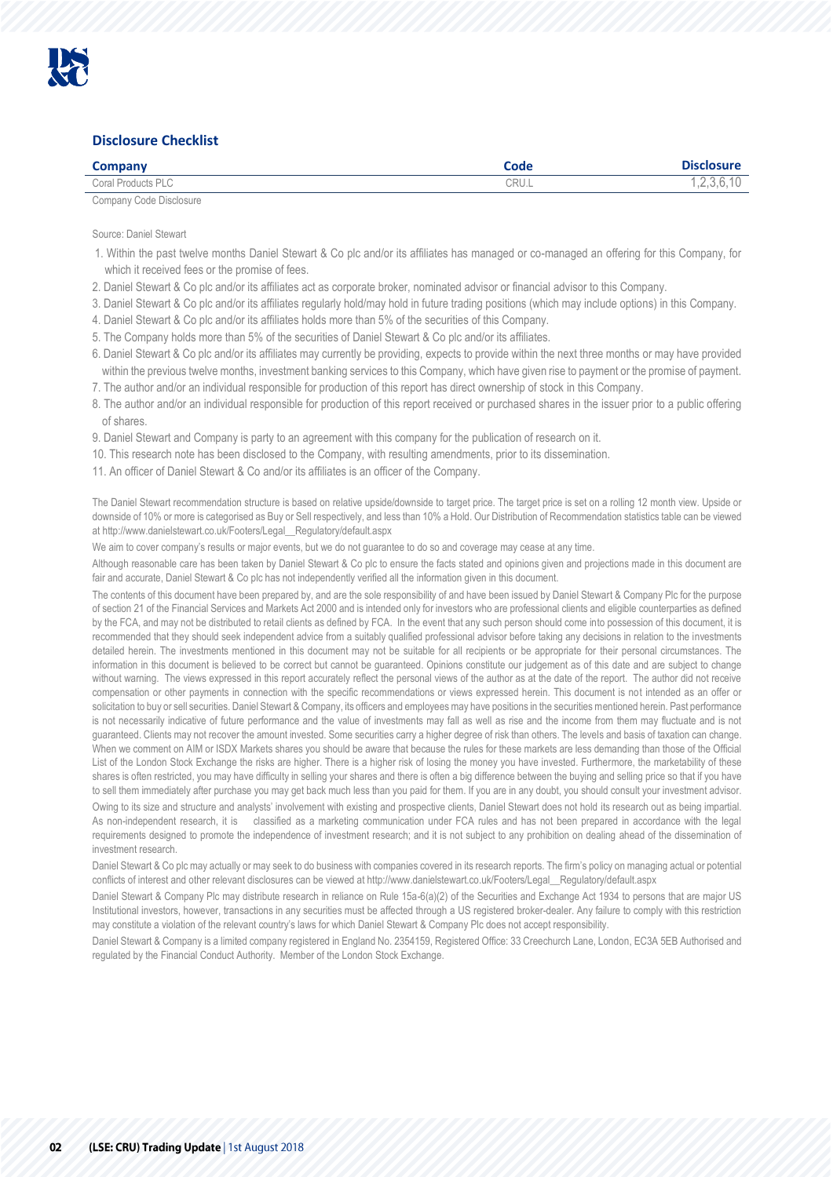## Disclosure Checklist

| Company | Code | Disclosure |
|---|---|---|
| Coral Products PLC | CRU.L | 1,2,3,6,10 |

Company Code Disclosure

Source: Daniel Stewart

1. Within the past twelve months Daniel Stewart & Co plc and/or its affiliates has managed or co-managed an offering for this Company, for which it received fees or the promise of fees.
2. Daniel Stewart & Co plc and/or its affiliates act as corporate broker, nominated advisor or financial advisor to this Company.
3. Daniel Stewart & Co plc and/or its affiliates regularly hold/may hold in future trading positions (which may include options) in this Company.
4. Daniel Stewart & Co plc and/or its affiliates holds more than 5% of the securities of this Company.
5. The Company holds more than 5% of the securities of Daniel Stewart & Co plc and/or its affiliates.
6. Daniel Stewart & Co plc and/or its affiliates may currently be providing, expects to provide within the next three months or may have provided within the previous twelve months, investment banking services to this Company, which have given rise to payment or the promise of payment.
7. The author and/or an individual responsible for production of this report has direct ownership of stock in this Company.
8. The author and/or an individual responsible for production of this report received or purchased shares in the issuer prior to a public offering of shares.
9. Daniel Stewart and Company is party to an agreement with this company for the publication of research on it.
10. This research note has been disclosed to the Company, with resulting amendments, prior to its dissemination.
11. An officer of Daniel Stewart & Co and/or its affiliates is an officer of the Company.

The Daniel Stewart recommendation structure is based on relative upside/downside to target price. The target price is set on a rolling 12 month view. Upside or downside of 10% or more is categorised as Buy or Sell respectively, and less than 10% a Hold. Our Distribution of Recommendation statistics table can be viewed at http://www.danielstewart.co.uk/Footers/Legal__Regulatory/default.aspx

We aim to cover company's results or major events, but we do not guarantee to do so and coverage may cease at any time.

Although reasonable care has been taken by Daniel Stewart & Co plc to ensure the facts stated and opinions given and projections made in this document are fair and accurate, Daniel Stewart & Co plc has not independently verified all the information given in this document.

The contents of this document have been prepared by, and are the sole responsibility of and have been issued by Daniel Stewart & Company Plc for the purpose of section 21 of the Financial Services and Markets Act 2000 and is intended only for investors who are professional clients and eligible counterparties as defined by the FCA, and may not be distributed to retail clients as defined by FCA. In the event that any such person should come into possession of this document, it is recommended that they should seek independent advice from a suitably qualified professional advisor before taking any decisions in relation to the investments detailed herein. The investments mentioned in this document may not be suitable for all recipients or be appropriate for their personal circumstances. The information in this document is believed to be correct but cannot be guaranteed. Opinions constitute our judgement as of this date and are subject to change without warning. The views expressed in this report accurately reflect the personal views of the author as at the date of the report. The author did not receive compensation or other payments in connection with the specific recommendations or views expressed herein. This document is not intended as an offer or solicitation to buy or sell securities. Daniel Stewart & Company, its officers and employees may have positions in the securities mentioned herein. Past performance is not necessarily indicative of future performance and the value of investments may fall as well as rise and the income from them may fluctuate and is not guaranteed. Clients may not recover the amount invested. Some securities carry a higher degree of risk than others. The levels and basis of taxation can change. When we comment on AIM or ISDX Markets shares you should be aware that because the rules for these markets are less demanding than those of the Official List of the London Stock Exchange the risks are higher. There is a higher risk of losing the money you have invested. Furthermore, the marketability of these shares is often restricted, you may have difficulty in selling your shares and there is often a big difference between the buying and selling price so that if you have to sell them immediately after purchase you may get back much less than you paid for them. If you are in any doubt, you should consult your investment advisor.

Owing to its size and structure and analysts' involvement with existing and prospective clients, Daniel Stewart does not hold its research out as being impartial. As non-independent research, it is classified as a marketing communication under FCA rules and has not been prepared in accordance with the legal requirements designed to promote the independence of investment research; and it is not subject to any prohibition on dealing ahead of the dissemination of investment research.

Daniel Stewart & Co plc may actually or may seek to do business with companies covered in its research reports. The firm's policy on managing actual or potential conflicts of interest and other relevant disclosures can be viewed at http://www.danielstewart.co.uk/Footers/Legal__Regulatory/default.aspx

Daniel Stewart & Company Plc may distribute research in reliance on Rule 15a-6(a)(2) of the Securities and Exchange Act 1934 to persons that are major US Institutional investors, however, transactions in any securities must be affected through a US registered broker-dealer. Any failure to comply with this restriction may constitute a violation of the relevant country's laws for which Daniel Stewart & Company Plc does not accept responsibility.

Daniel Stewart & Company is a limited company registered in England No. 2354159, Registered Office: 33 Creechurch Lane, London, EC3A 5EB Authorised and regulated by the Financial Conduct Authority. Member of the London Stock Exchange.